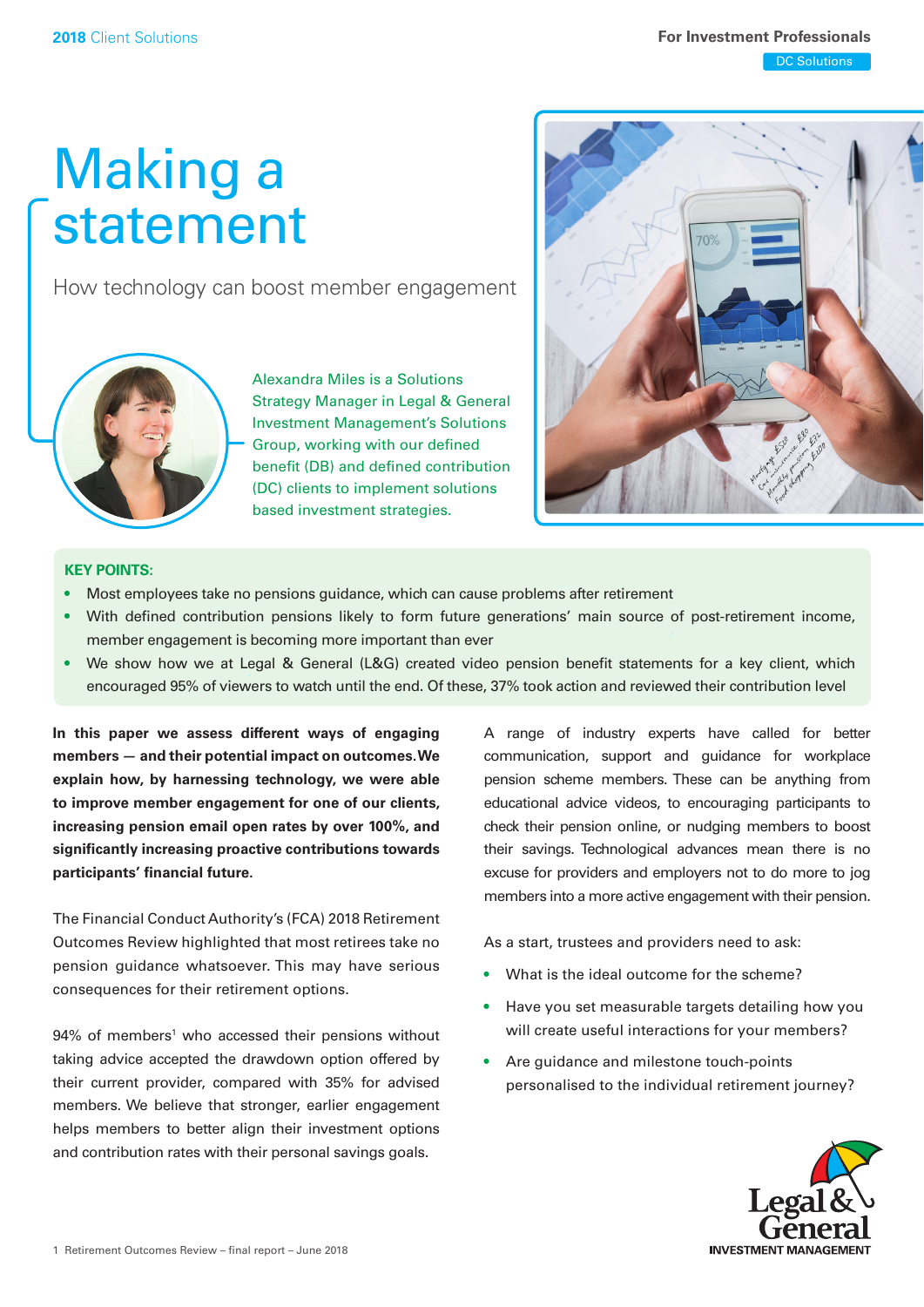2018 Client Solutions

For Investment Professionals

DC Solutions

# Making a statement

## How technology can boost member engagement

Alexandra Miles is a Solutions Strategy Manager in Legal & General Investment Management's Solutions Group, working with our defined benefit (DB) and defined contribution (DC) clients to implement solutions based investment strategies.

**KEY POINTS:**

- Most employees take no pensions guidance, which can cause problems after retirement
- With defined contribution pensions likely to form future generations' main source of post-retirement income, member engagement is becoming more important than ever
- We show how we at Legal & General (L&G) created video pension benefit statements for a key client, which encouraged 95% of viewers to watch until the end. Of these, 37% took action and reviewed their contribution level

**In this paper we assess different ways of engaging members — and their potential impact on outcomes. We explain how, by harnessing technology, we were able to improve member engagement for one of our clients, increasing pension email open rates by over 100%, and significantly increasing proactive contributions towards participants' financial future.**

The Financial Conduct Authority's (FCA) 2018 Retirement Outcomes Review highlighted that most retirees take no pension guidance whatsoever. This may have serious consequences for their retirement options.

94% of members[1] who accessed their pensions without taking advice accepted the drawdown option offered by their current provider, compared with 35% for advised members. We believe that stronger, earlier engagement helps members to better align their investment options and contribution rates with their personal savings goals.

A range of industry experts have called for better communication, support and guidance for workplace pension scheme members. These can be anything from educational advice videos, to encouraging participants to check their pension online, or nudging members to boost their savings. Technological advances mean there is no excuse for providers and employers not to do more to jog members into a more active engagement with their pension.

As a start, trustees and providers need to ask:

- What is the ideal outcome for the scheme?
- Have you set measurable targets detailing how you will create useful interactions for your members?
- Are guidance and milestone touch-points personalised to the individual retirement journey?

1 Retirement Outcomes Review – final report – June 2018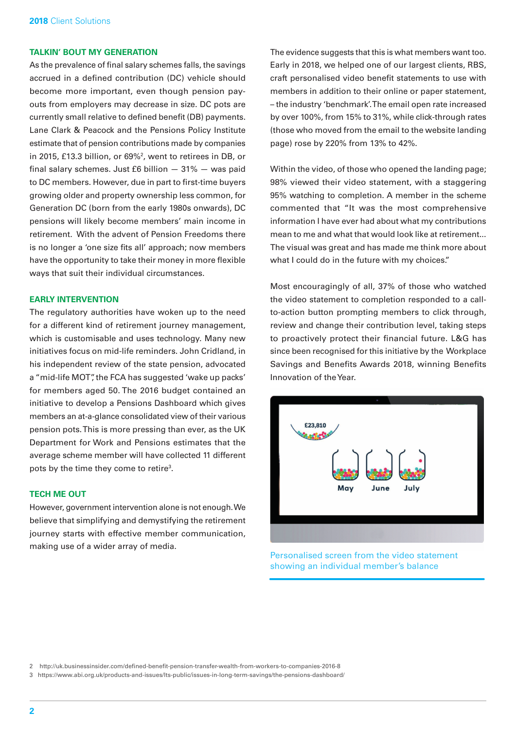## TALKIN' BOUT MY GENERATION

As the prevalence of final salary schemes falls, the savings accrued in a defined contribution (DC) vehicle should become more important, even though pension pay-outs from employers may decrease in size. DC pots are currently small relative to defined benefit (DB) payments. Lane Clark & Peacock and the Pensions Policy Institute estimate that of pension contributions made by companies in 2015, £13.3 billion, or 69%[2], went to retirees in DB, or final salary schemes. Just £6 billion — 31% — was paid to DC members. However, due in part to first-time buyers growing older and property ownership less common, for Generation DC (born from the early 1980s onwards), DC pensions will likely become members' main income in retirement. With the advent of Pension Freedoms there is no longer a 'one size fits all' approach; now members have the opportunity to take their money in more flexible ways that suit their individual circumstances.

## EARLY INTERVENTION

The regulatory authorities have woken up to the need for a different kind of retirement journey management, which is customisable and uses technology. Many new initiatives focus on mid-life reminders. John Cridland, in his independent review of the state pension, advocated a "mid-life MOT", the FCA has suggested 'wake up packs' for members aged 50. The 2016 budget contained an initiative to develop a Pensions Dashboard which gives members an at-a-glance consolidated view of their various pension pots. This is more pressing than ever, as the UK Department for Work and Pensions estimates that the average scheme member will have collected 11 different pots by the time they come to retire[3].

## TECH ME OUT

However, government intervention alone is not enough. We believe that simplifying and demystifying the retirement journey starts with effective member communication, making use of a wider array of media.

The evidence suggests that this is what members want too. Early in 2018, we helped one of our largest clients, RBS, craft personalised video benefit statements to use with members in addition to their online or paper statement, – the industry 'benchmark'. The email open rate increased by over 100%, from 15% to 31%, while click-through rates (those who moved from the email to the website landing page) rose by 220% from 13% to 42%.

Within the video, of those who opened the landing page; 98% viewed their video statement, with a staggering 95% watching to completion. A member in the scheme commented that "It was the most comprehensive information I have ever had about what my contributions mean to me and what that would look like at retirement... The visual was great and has made me think more about what I could do in the future with my choices."

Most encouragingly of all, 37% of those who watched the video statement to completion responded to a call-to-action button prompting members to click through, review and change their contribution level, taking steps to proactively protect their financial future. L&G has since been recognised for this initiative by the Workplace Savings and Benefits Awards 2018, winning Benefits Innovation of the Year.

Personalised screen from the video statement showing an individual member's balance

2 http://uk.businessinsider.com/defined-benefit-pension-transfer-wealth-from-workers-to-companies-2016-8

3 https://www.abi.org.uk/products-and-issues/lts-public/issues-in-long-term-savings/the-pensions-dashboard/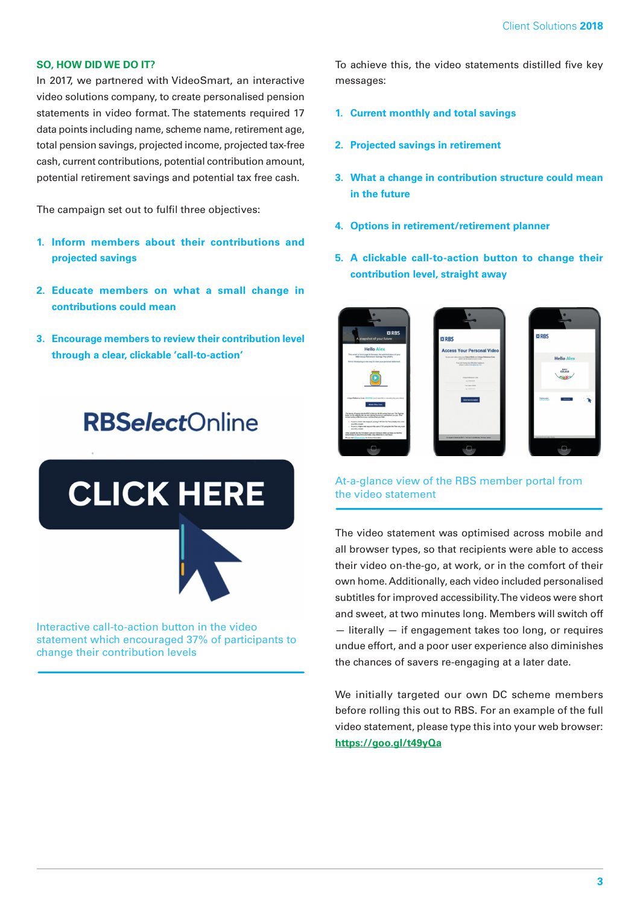## SO, HOW DID WE DO IT?

In 2017, we partnered with VideoSmart, an interactive video solutions company, to create personalised pension statements in video format. The statements required 17 data points including name, scheme name, retirement age, total pension savings, projected income, projected tax-free cash, current contributions, potential contribution amount, potential retirement savings and potential tax free cash.

The campaign set out to fulfil three objectives:

1. **Inform members about their contributions and projected savings**
2. **Educate members on what a small change in contributions could mean**
3. **Encourage members to review their contribution level through a clear, clickable 'call-to-action'**

Interactive call-to-action button in the video statement which encouraged 37% of participants to change their contribution levels

To achieve this, the video statements distilled five key messages:

1. **Current monthly and total savings**
2. **Projected savings in retirement**
3. **What a change in contribution structure could mean in the future**
4. **Options in retirement/retirement planner**
5. **A clickable call-to-action button to change their contribution level, straight away**

At-a-glance view of the RBS member portal from the video statement

The video statement was optimised across mobile and all browser types, so that recipients were able to access their video on-the-go, at work, or in the comfort of their own home. Additionally, each video included personalised subtitles for improved accessibility. The videos were short and sweet, at two minutes long. Members will switch off — literally — if engagement takes too long, or requires undue effort, and a poor user experience also diminishes the chances of savers re-engaging at a later date.

We initially targeted our own DC scheme members before rolling this out to RBS. For an example of the full video statement, please type this into your web browser: https://goo.gl/t49yQa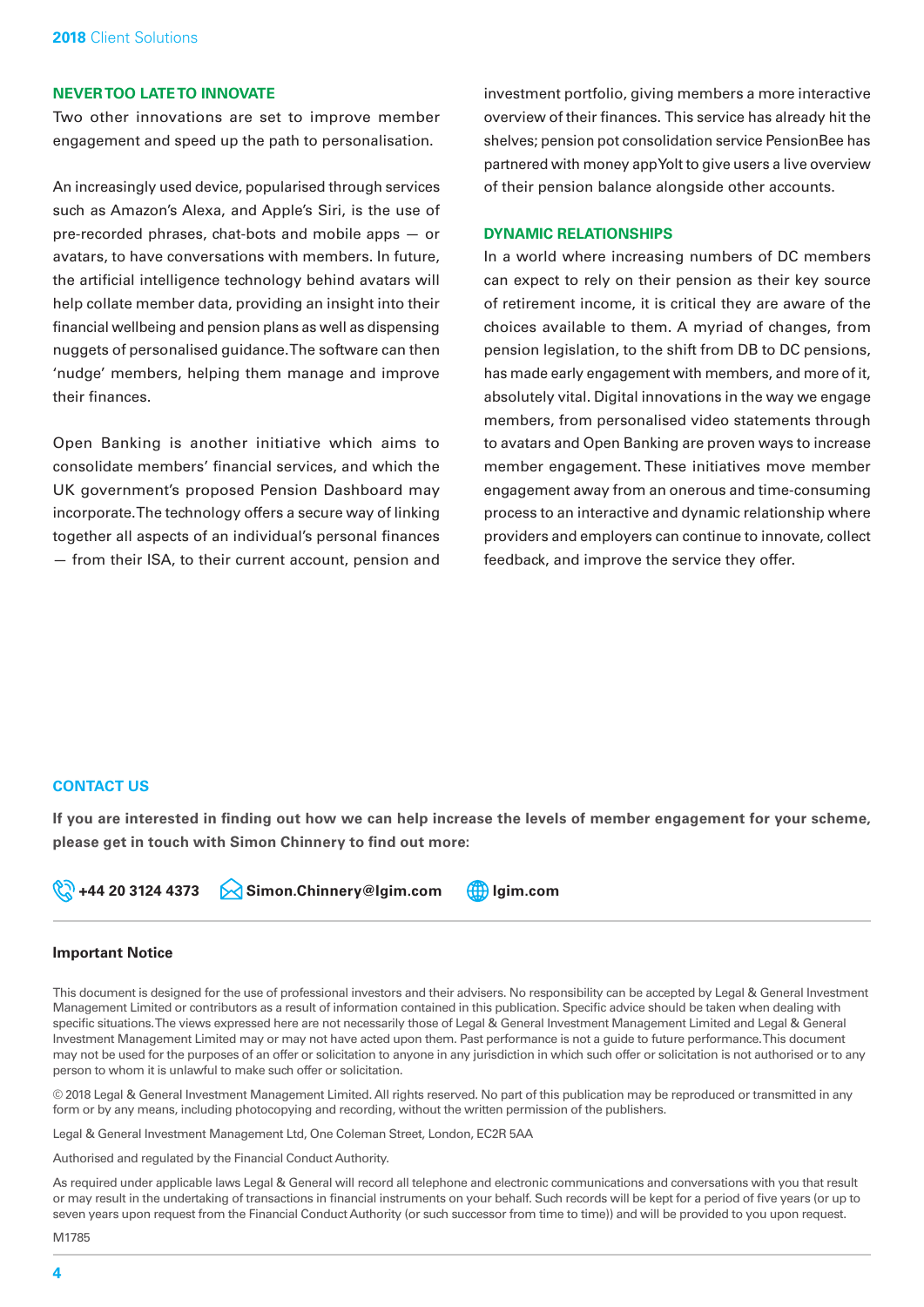## NEVER TOO LATE TO INNOVATE

Two other innovations are set to improve member engagement and speed up the path to personalisation.

An increasingly used device, popularised through services such as Amazon's Alexa, and Apple's Siri, is the use of pre-recorded phrases, chat-bots and mobile apps — or avatars, to have conversations with members. In future, the artificial intelligence technology behind avatars will help collate member data, providing an insight into their financial wellbeing and pension plans as well as dispensing nuggets of personalised guidance. The software can then 'nudge' members, helping them manage and improve their finances.

Open Banking is another initiative which aims to consolidate members' financial services, and which the UK government's proposed Pension Dashboard may incorporate. The technology offers a secure way of linking together all aspects of an individual's personal finances — from their ISA, to their current account, pension and investment portfolio, giving members a more interactive overview of their finances. This service has already hit the shelves; pension pot consolidation service PensionBee has partnered with money app Yolt to give users a live overview of their pension balance alongside other accounts.

## DYNAMIC RELATIONSHIPS

In a world where increasing numbers of DC members can expect to rely on their pension as their key source of retirement income, it is critical they are aware of the choices available to them. A myriad of changes, from pension legislation, to the shift from DB to DC pensions, has made early engagement with members, and more of it, absolutely vital. Digital innovations in the way we engage members, from personalised video statements through to avatars and Open Banking are proven ways to increase member engagement. These initiatives move member engagement away from an onerous and time-consuming process to an interactive and dynamic relationship where providers and employers can continue to innovate, collect feedback, and improve the service they offer.

## CONTACT US

**If you are interested in finding out how we can help increase the levels of member engagement for your scheme, please get in touch with Simon Chinnery to find out more:**

**+44 20 3124 4373** **Simon.Chinnery@lgim.com** **lgim.com**

### Important Notice

This document is designed for the use of professional investors and their advisers. No responsibility can be accepted by Legal & General Investment Management Limited or contributors as a result of information contained in this publication. Specific advice should be taken when dealing with specific situations. The views expressed here are not necessarily those of Legal & General Investment Management Limited and Legal & General Investment Management Limited may or may not have acted upon them. Past performance is not a guide to future performance. This document may not be used for the purposes of an offer or solicitation to anyone in any jurisdiction in which such offer or solicitation is not authorised or to any person to whom it is unlawful to make such offer or solicitation.

© 2018 Legal & General Investment Management Limited. All rights reserved. No part of this publication may be reproduced or transmitted in any form or by any means, including photocopying and recording, without the written permission of the publishers.

Legal & General Investment Management Ltd, One Coleman Street, London, EC2R 5AA

Authorised and regulated by the Financial Conduct Authority.

As required under applicable laws Legal & General will record all telephone and electronic communications and conversations with you that result or may result in the undertaking of transactions in financial instruments on your behalf. Such records will be kept for a period of five years (or up to seven years upon request from the Financial Conduct Authority (or such successor from time to time)) and will be provided to you upon request.

M1785